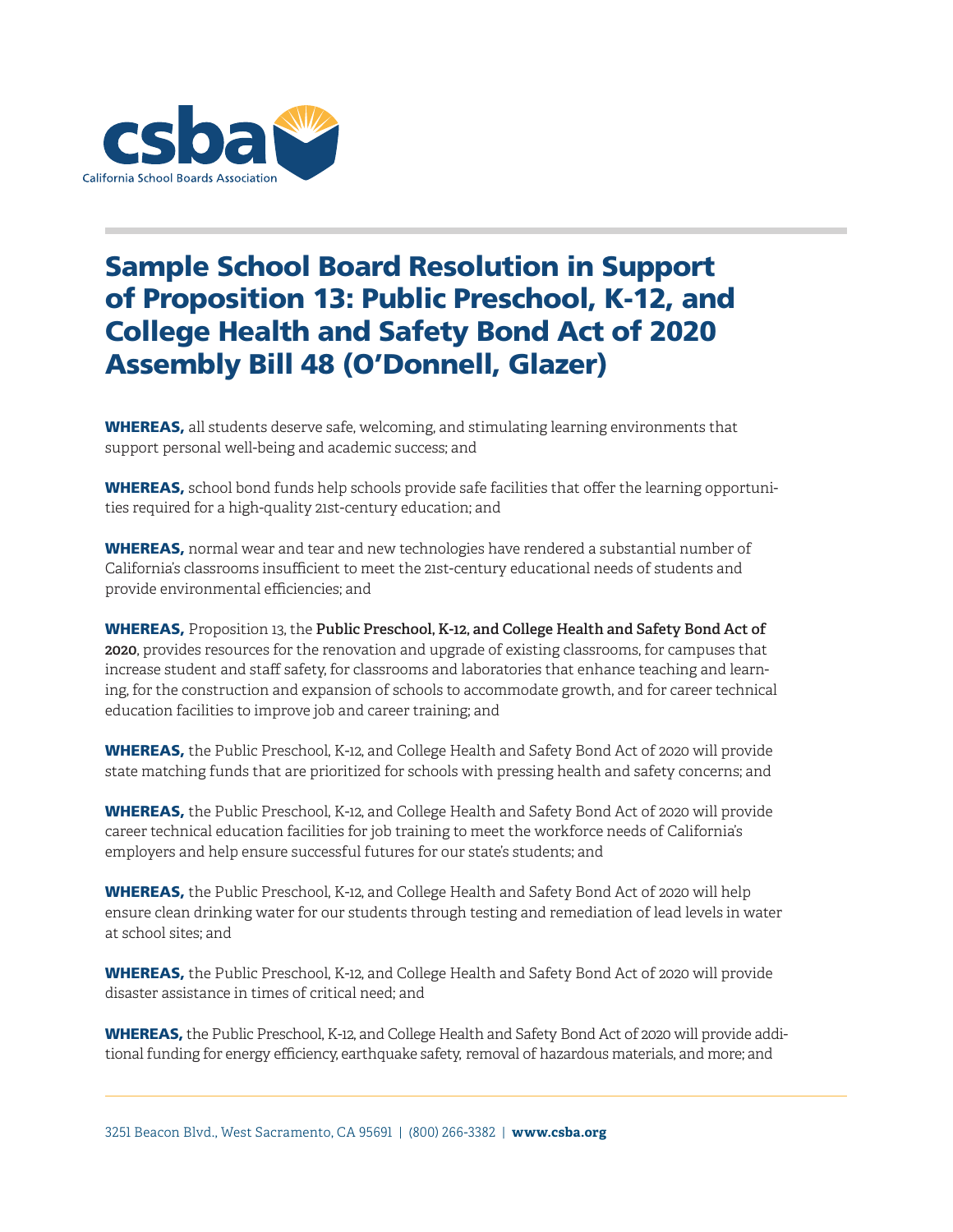# Sample School Board Resolution in Support of Proposition 13: Public Preschool, K-12, and College Health and Safety Bond Act of 2020 Assembly Bill 48 (O'Donnell, Glazer)

**WHEREAS,** all students deserve safe, welcoming, and stimulating learning environments that support personal well-being and academic success; and

**WHEREAS,** school bond funds help schools provide safe facilities that offer the learning opportunities required for a high-quality 21st-century education; and

**WHEREAS,** normal wear and tear and new technologies have rendered a substantial number of California's classrooms insufficient to meet the 21st-century educational needs of students and provide environmental efficiencies; and

**WHEREAS,** Proposition 13, the **Public Preschool, K-12, and College Health and Safety Bond Act of 2020**, provides resources for the renovation and upgrade of existing classrooms, for campuses that increase student and staff safety, for classrooms and laboratories that enhance teaching and learning, for the construction and expansion of schools to accommodate growth, and for career technical education facilities to improve job and career training; and

**WHEREAS,** the Public Preschool, K-12, and College Health and Safety Bond Act of 2020 will provide state matching funds that are prioritized for schools with pressing health and safety concerns; and

**WHEREAS,** the Public Preschool, K-12, and College Health and Safety Bond Act of 2020 will provide career technical education facilities for job training to meet the workforce needs of California's employers and help ensure successful futures for our state's students; and

**WHEREAS,** the Public Preschool, K-12, and College Health and Safety Bond Act of 2020 will help ensure clean drinking water for our students through testing and remediation of lead levels in water at school sites; and

**WHEREAS,** the Public Preschool, K-12, and College Health and Safety Bond Act of 2020 will provide disaster assistance in times of critical need; and

**WHEREAS,** the Public Preschool, K-12, and College Health and Safety Bond Act of 2020 will provide additional funding for energy efficiency, earthquake safety, removal of hazardous materials, and more; and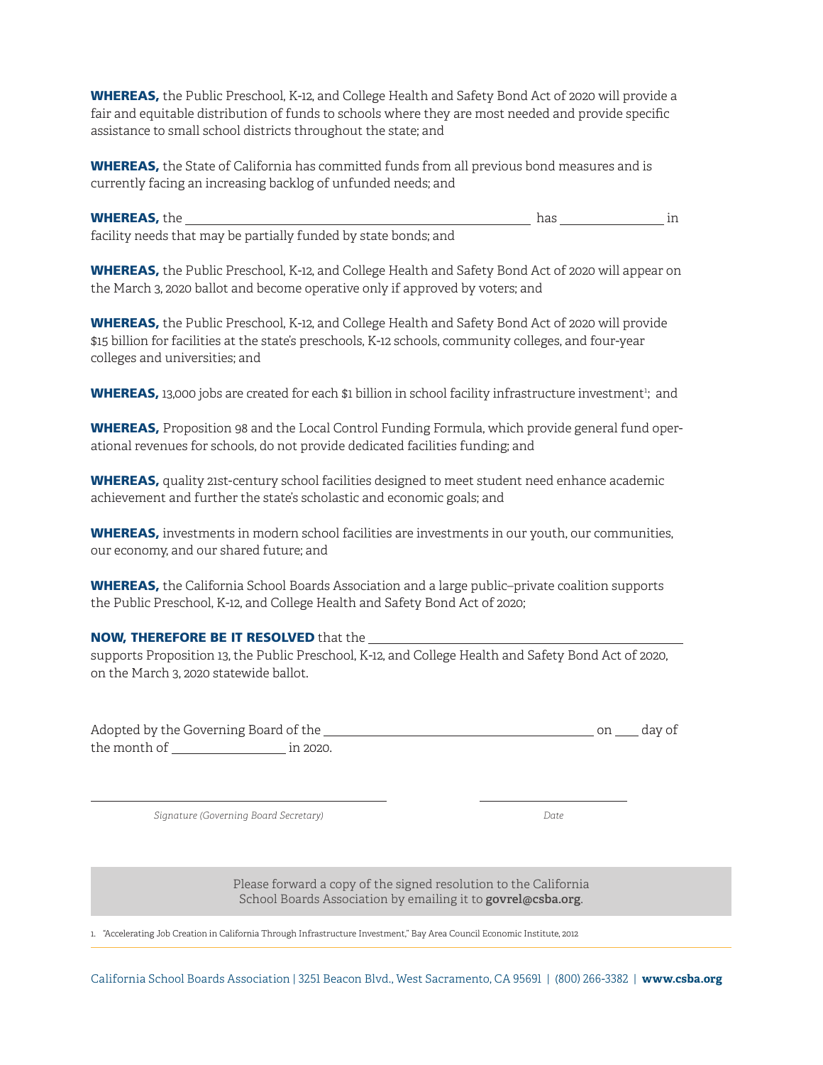**WHEREAS,** the Public Preschool, K-12, and College Health and Safety Bond Act of 2020 will provide a fair and equitable distribution of funds to schools where they are most needed and provide specific assistance to small school districts throughout the state; and

**WHEREAS,** the State of California has committed funds from all previous bond measures and is currently facing an increasing backlog of unfunded needs; and

**WHEREAS,** the ______________________________ has ______________ in facility needs that may be partially funded by state bonds; and

**WHEREAS,** the Public Preschool, K-12, and College Health and Safety Bond Act of 2020 will appear on the March 3, 2020 ballot and become operative only if approved by voters; and

**WHEREAS,** the Public Preschool, K-12, and College Health and Safety Bond Act of 2020 will provide $15 billion for facilities at the state's preschools, K-12 schools, community colleges, and four-year colleges and universities; and

**WHEREAS,** 13,000 jobs are created for each $1 billion in school facility infrastructure investment[1]; and

**WHEREAS,** Proposition 98 and the Local Control Funding Formula, which provide general fund operational revenues for schools, do not provide dedicated facilities funding; and

**WHEREAS,** quality 21st-century school facilities designed to meet student need enhance academic achievement and further the state's scholastic and economic goals; and

**WHEREAS,** investments in modern school facilities are investments in our youth, our communities, our economy, and our shared future; and

**WHEREAS,** the California School Boards Association and a large public–private coalition supports the Public Preschool, K-12, and College Health and Safety Bond Act of 2020;

**NOW, THEREFORE BE IT RESOLVED** that the ______________________________ supports Proposition 13, the Public Preschool, K-12, and College Health and Safety Bond Act of 2020, on the March 3, 2020 statewide ballot.

Adopted by the Governing Board of the ______________________________ on ____ day of the month of ______________ in 2020.

______________________________ ______________

*Signature (Governing Board Secretary)* *Date*

Please forward a copy of the signed resolution to the California School Boards Association by emailing it to **govrel@csba.org**.

1. "Accelerating Job Creation in California Through Infrastructure Investment," Bay Area Council Economic Institute, 2012

California School Boards Association | 3251 Beacon Blvd., West Sacramento, CA 95691 | (800) 266-3382 | **www.csba.org**